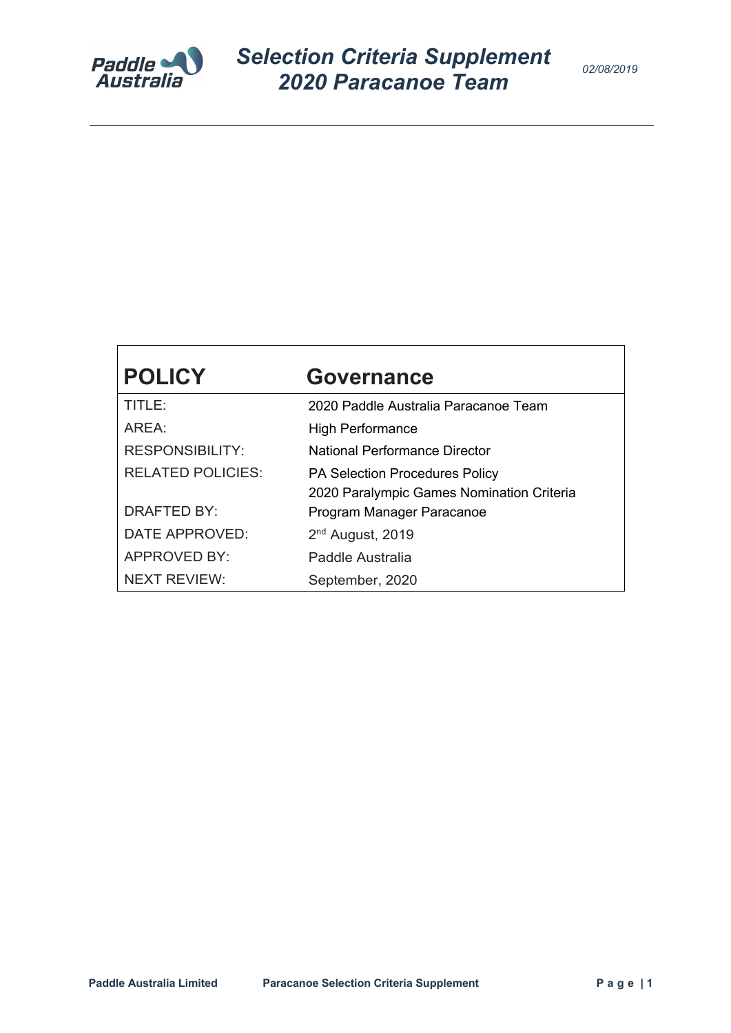# Selection Criteria Supplement 2020 Paracanoe Team

*02/08/2019*

| POLICY | Governance |
| --- | --- |
| TITLE: | 2020 Paddle Australia Paracanoe Team |
| AREA: | High Performance |
| RESPONSIBILITY: | National Performance Director |
| RELATED POLICIES: | PA Selection Procedures Policy<br>2020 Paralympic Games Nomination Criteria |
| DRAFTED BY: | Program Manager Paracanoe |
| DATE APPROVED: | 2nd August, 2019 |
| APPROVED BY: | Paddle Australia |
| NEXT REVIEW: | September, 2020 |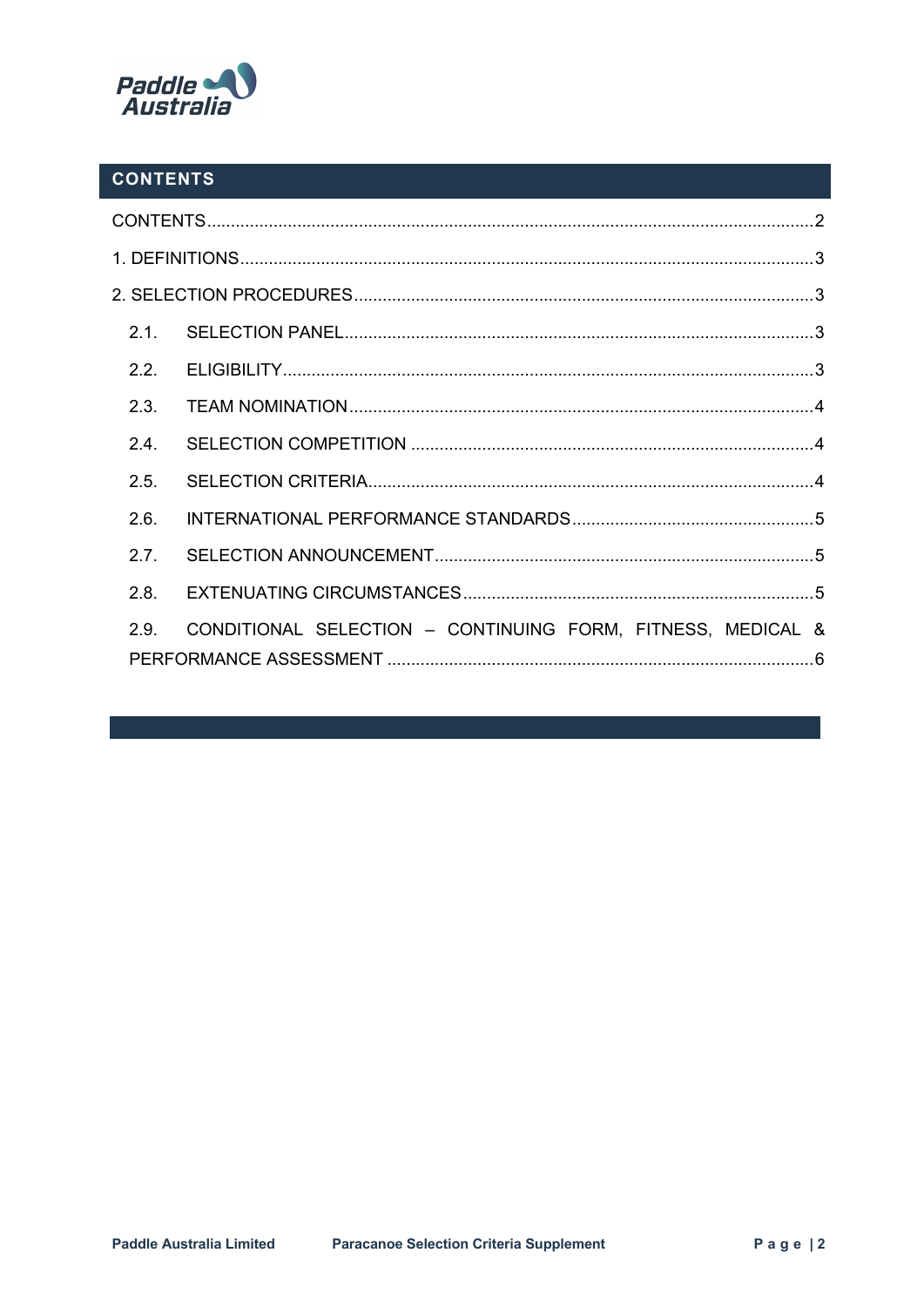## CONTENTS

CONTENTS....................................................................................................................2

1. DEFINITIONS.............................................................................................................3

2. SELECTION PROCEDURES.......................................................................................3

- 2.1. SELECTION PANEL.............................................................................................3
- 2.2. ELIGIBILITY..........................................................................................................3
- 2.3. TEAM NOMINATION.............................................................................................4
- 2.4. SELECTION COMPETITION .................................................................................4
- 2.5. SELECTION CRITERIA.........................................................................................4
- 2.6. INTERNATIONAL PERFORMANCE STANDARDS...................................................5
- 2.7. SELECTION ANNOUNCEMENT.............................................................................5
- 2.8. EXTENUATING CIRCUMSTANCES.......................................................................5
- 2.9. CONDITIONAL SELECTION – CONTINUING FORM, FITNESS, MEDICAL & PERFORMANCE ASSESSMENT ........................................................................6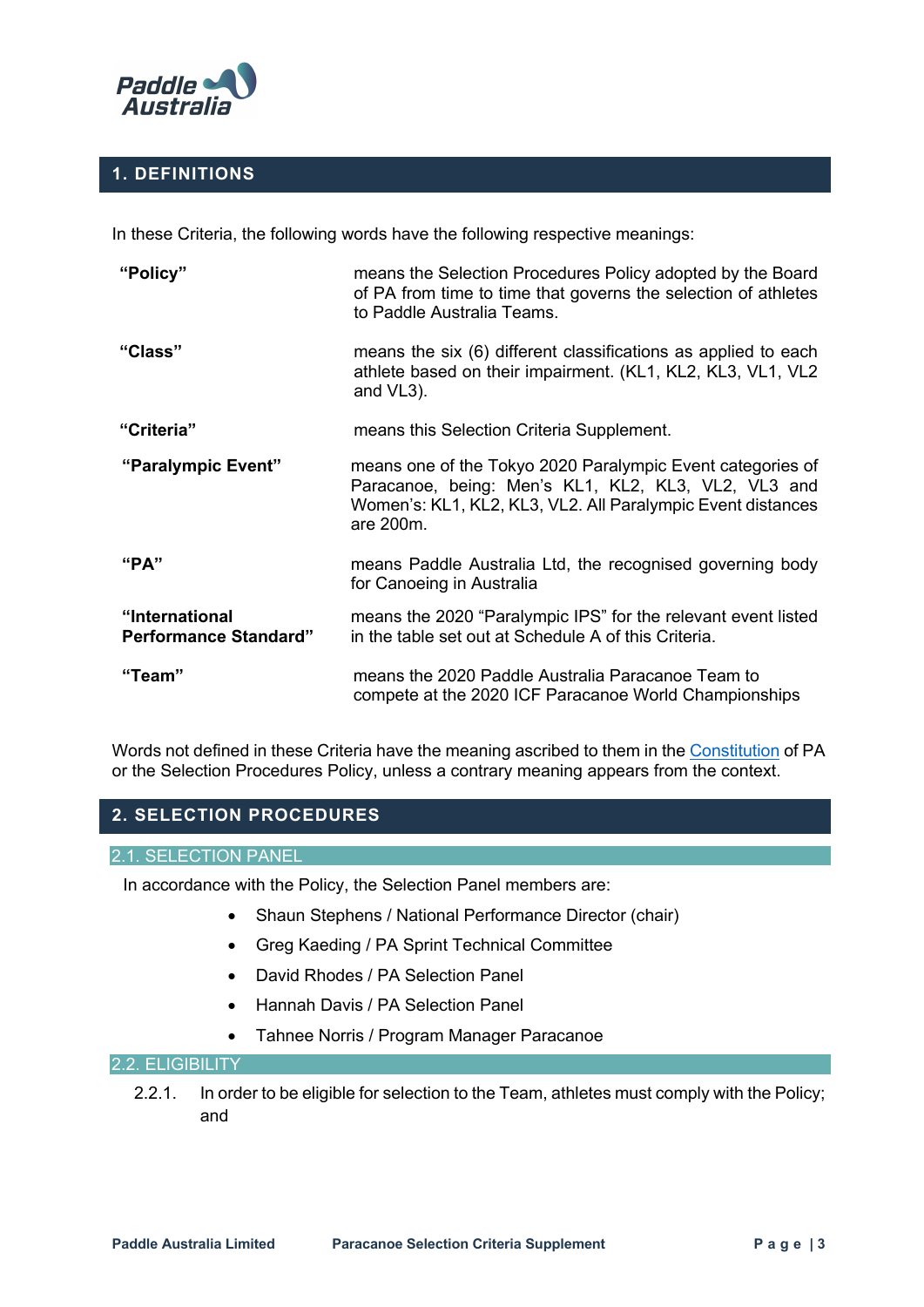## 1. DEFINITIONS

In these Criteria, the following words have the following respective meanings:

| | |
|---|---|
| **"Policy"** | means the Selection Procedures Policy adopted by the Board of PA from time to time that governs the selection of athletes to Paddle Australia Teams. |
| **"Class"** | means the six (6) different classifications as applied to each athlete based on their impairment. (KL1, KL2, KL3, VL1, VL2 and VL3). |
| **"Criteria"** | means this Selection Criteria Supplement. |
| **"Paralympic Event"** | means one of the Tokyo 2020 Paralympic Event categories of Paracanoe, being: Men's KL1, KL2, KL3, VL2, VL3 and Women's: KL1, KL2, KL3, VL2. All Paralympic Event distances are 200m. |
| **"PA"** | means Paddle Australia Ltd, the recognised governing body for Canoeing in Australia |
| **"International Performance Standard"** | means the 2020 "Paralympic IPS" for the relevant event listed in the table set out at Schedule A of this Criteria. |
| **"Team"** | means the 2020 Paddle Australia Paracanoe Team to compete at the 2020 ICF Paracanoe World Championships |

Words not defined in these Criteria have the meaning ascribed to them in the Constitution of PA or the Selection Procedures Policy, unless a contrary meaning appears from the context.

## 2. SELECTION PROCEDURES

### 2.1. SELECTION PANEL

In accordance with the Policy, the Selection Panel members are:

- Shaun Stephens / National Performance Director (chair)
- Greg Kaeding / PA Sprint Technical Committee
- David Rhodes / PA Selection Panel
- Hannah Davis / PA Selection Panel
- Tahnee Norris / Program Manager Paracanoe

### 2.2. ELIGIBILITY

2.2.1. In order to be eligible for selection to the Team, athletes must comply with the Policy; and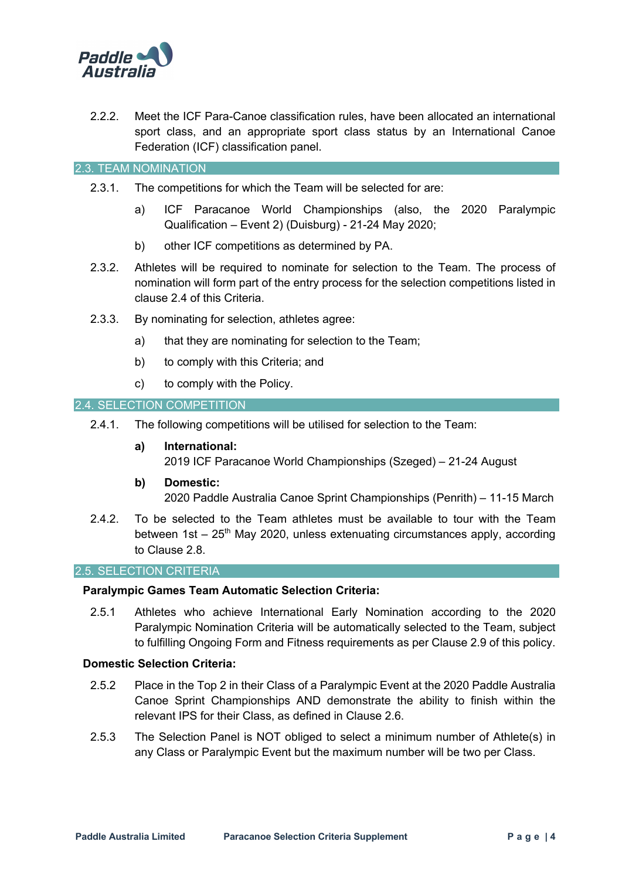2.2.2. Meet the ICF Para-Canoe classification rules, have been allocated an international sport class, and an appropriate sport class status by an International Canoe Federation (ICF) classification panel.

## 2.3. TEAM NOMINATION

2.3.1. The competitions for which the Team will be selected for are:

a) ICF Paracanoe World Championships (also, the 2020 Paralympic Qualification – Event 2) (Duisburg) - 21-24 May 2020;

b) other ICF competitions as determined by PA.

2.3.2. Athletes will be required to nominate for selection to the Team. The process of nomination will form part of the entry process for the selection competitions listed in clause 2.4 of this Criteria.

2.3.3. By nominating for selection, athletes agree:

a) that they are nominating for selection to the Team;

b) to comply with this Criteria; and

c) to comply with the Policy.

## 2.4. SELECTION COMPETITION

2.4.1. The following competitions will be utilised for selection to the Team:

**a) International:**
2019 ICF Paracanoe World Championships (Szeged) – 21-24 August

**b) Domestic:**
2020 Paddle Australia Canoe Sprint Championships (Penrith) – 11-15 March

2.4.2. To be selected to the Team athletes must be available to tour with the Team between 1st – 25th May 2020, unless extenuating circumstances apply, according to Clause 2.8.

## 2.5. SELECTION CRITERIA

**Paralympic Games Team Automatic Selection Criteria:**

2.5.1 Athletes who achieve International Early Nomination according to the 2020 Paralympic Nomination Criteria will be automatically selected to the Team, subject to fulfilling Ongoing Form and Fitness requirements as per Clause 2.9 of this policy.

**Domestic Selection Criteria:**

2.5.2 Place in the Top 2 in their Class of a Paralympic Event at the 2020 Paddle Australia Canoe Sprint Championships AND demonstrate the ability to finish within the relevant IPS for their Class, as defined in Clause 2.6.

2.5.3 The Selection Panel is NOT obliged to select a minimum number of Athlete(s) in any Class or Paralympic Event but the maximum number will be two per Class.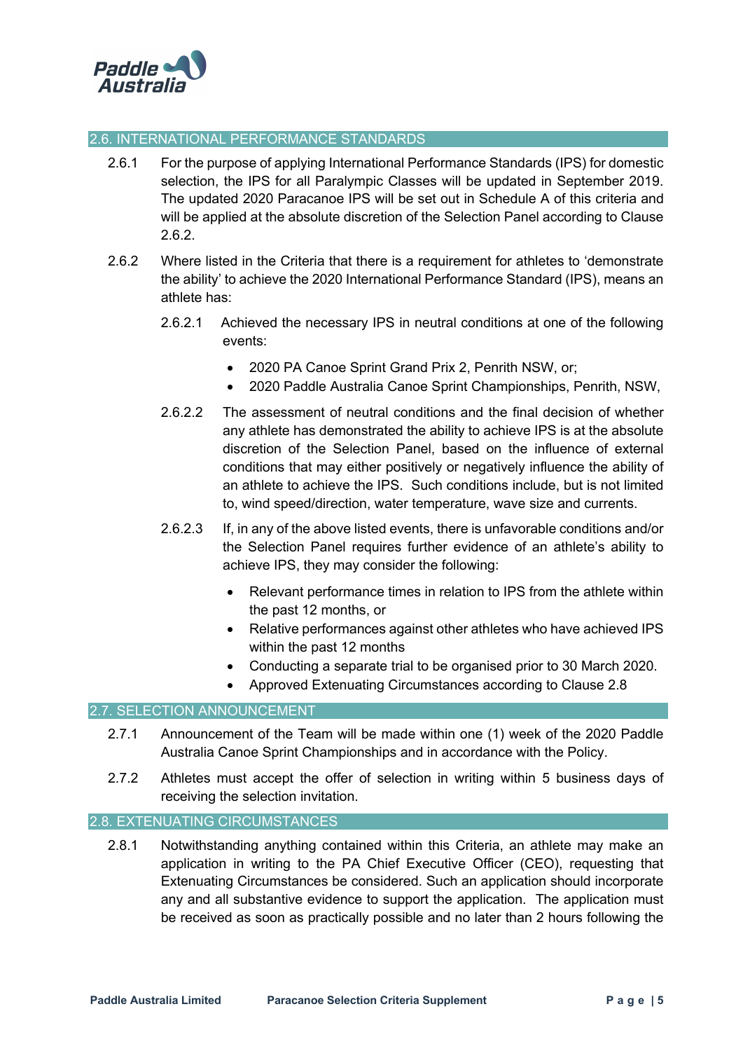## 2.6. INTERNATIONAL PERFORMANCE STANDARDS

2.6.1 For the purpose of applying International Performance Standards (IPS) for domestic selection, the IPS for all Paralympic Classes will be updated in September 2019. The updated 2020 Paracanoe IPS will be set out in Schedule A of this criteria and will be applied at the absolute discretion of the Selection Panel according to Clause 2.6.2.

2.6.2 Where listed in the Criteria that there is a requirement for athletes to 'demonstrate the ability' to achieve the 2020 International Performance Standard (IPS), means an athlete has:

2.6.2.1 Achieved the necessary IPS in neutral conditions at one of the following events:

- 2020 PA Canoe Sprint Grand Prix 2, Penrith NSW, or;
- 2020 Paddle Australia Canoe Sprint Championships, Penrith, NSW,

2.6.2.2 The assessment of neutral conditions and the final decision of whether any athlete has demonstrated the ability to achieve IPS is at the absolute discretion of the Selection Panel, based on the influence of external conditions that may either positively or negatively influence the ability of an athlete to achieve the IPS. Such conditions include, but is not limited to, wind speed/direction, water temperature, wave size and currents.

2.6.2.3 If, in any of the above listed events, there is unfavorable conditions and/or the Selection Panel requires further evidence of an athlete's ability to achieve IPS, they may consider the following:

- Relevant performance times in relation to IPS from the athlete within the past 12 months, or
- Relative performances against other athletes who have achieved IPS within the past 12 months
- Conducting a separate trial to be organised prior to 30 March 2020.
- Approved Extenuating Circumstances according to Clause 2.8

## 2.7. SELECTION ANNOUNCEMENT

2.7.1 Announcement of the Team will be made within one (1) week of the 2020 Paddle Australia Canoe Sprint Championships and in accordance with the Policy.

2.7.2 Athletes must accept the offer of selection in writing within 5 business days of receiving the selection invitation.

## 2.8. EXTENUATING CIRCUMSTANCES

2.8.1 Notwithstanding anything contained within this Criteria, an athlete may make an application in writing to the PA Chief Executive Officer (CEO), requesting that Extenuating Circumstances be considered. Such an application should incorporate any and all substantive evidence to support the application. The application must be received as soon as practically possible and no later than 2 hours following the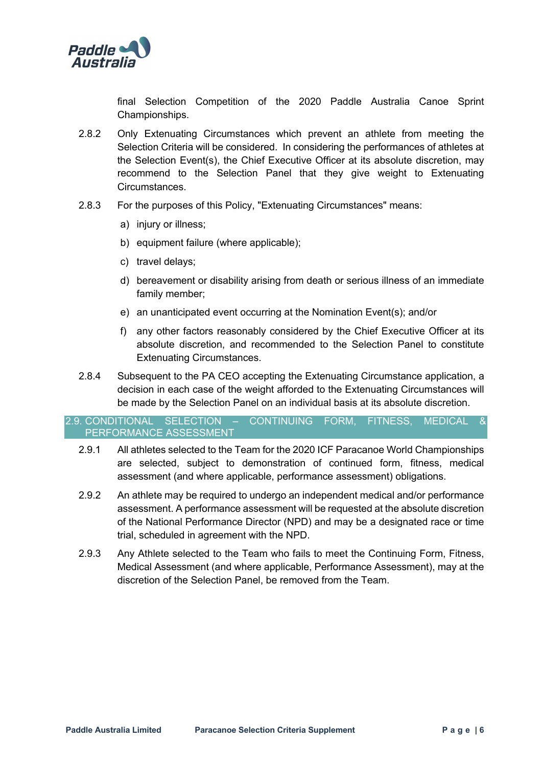final Selection Competition of the 2020 Paddle Australia Canoe Sprint Championships.

2.8.2 Only Extenuating Circumstances which prevent an athlete from meeting the Selection Criteria will be considered. In considering the performances of athletes at the Selection Event(s), the Chief Executive Officer at its absolute discretion, may recommend to the Selection Panel that they give weight to Extenuating Circumstances.

2.8.3 For the purposes of this Policy, "Extenuating Circumstances" means:

a) injury or illness;

b) equipment failure (where applicable);

c) travel delays;

d) bereavement or disability arising from death or serious illness of an immediate family member;

e) an unanticipated event occurring at the Nomination Event(s); and/or

f) any other factors reasonably considered by the Chief Executive Officer at its absolute discretion, and recommended to the Selection Panel to constitute Extenuating Circumstances.

2.8.4 Subsequent to the PA CEO accepting the Extenuating Circumstance application, a decision in each case of the weight afforded to the Extenuating Circumstances will be made by the Selection Panel on an individual basis at its absolute discretion.

## 2.9. CONDITIONAL SELECTION – CONTINUING FORM, FITNESS, MEDICAL & PERFORMANCE ASSESSMENT

2.9.1 All athletes selected to the Team for the 2020 ICF Paracanoe World Championships are selected, subject to demonstration of continued form, fitness, medical assessment (and where applicable, performance assessment) obligations.

2.9.2 An athlete may be required to undergo an independent medical and/or performance assessment. A performance assessment will be requested at the absolute discretion of the National Performance Director (NPD) and may be a designated race or time trial, scheduled in agreement with the NPD.

2.9.3 Any Athlete selected to the Team who fails to meet the Continuing Form, Fitness, Medical Assessment (and where applicable, Performance Assessment), may at the discretion of the Selection Panel, be removed from the Team.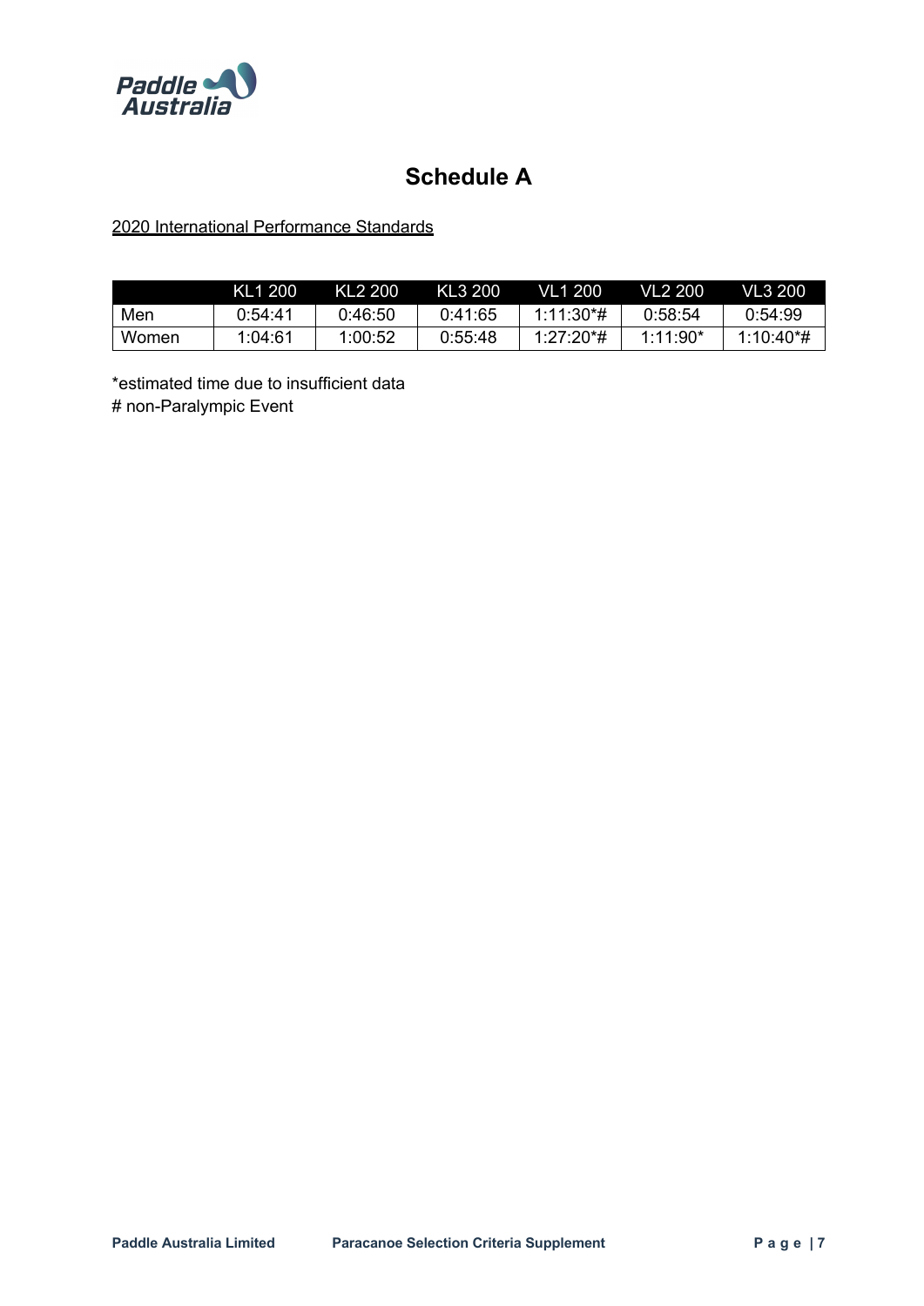# Schedule A

2020 International Performance Standards

| | KL1 200 | KL2 200 | KL3 200 | VL1 200 | VL2 200 | VL3 200 |
|---|---|---|---|---|---|---|
| Men | 0:54:41 | 0:46:50 | 0:41:65 | 1:11:30*# | 0:58:54 | 0:54:99 |
| Women | 1:04:61 | 1:00:52 | 0:55:48 | 1:27:20*# | 1:11:90* | 1:10:40*# |

*estimated time due to insufficient data
# non-Paralympic Event